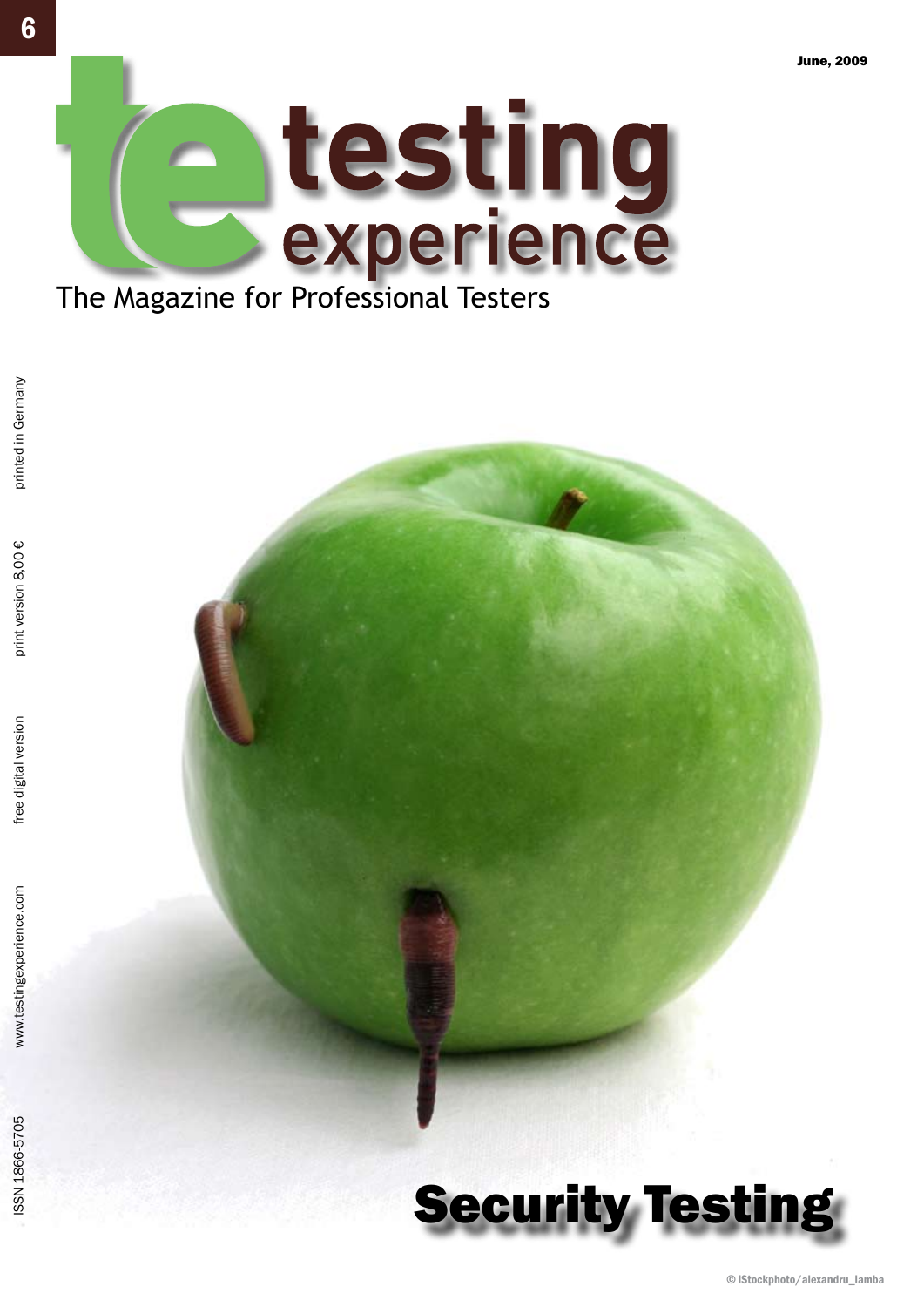6

June, 2009

# testing experience

The Magazine for Professional Testers

ISSN 1866-5705 www.testingexperience.com free digital version print version 8,00 € printed in Germany

# Security Testing

© iStockphoto/alexandru_lamba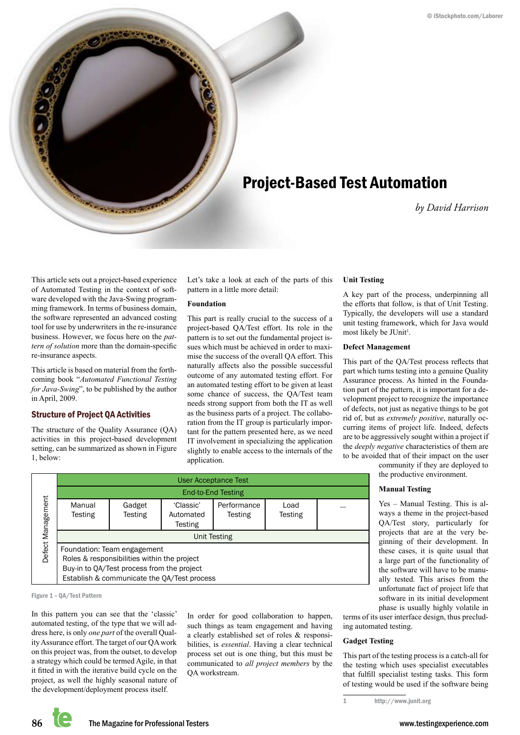# Project-Based Test Automation

*by David Harrison*

This article sets out a project-based experience of Automated Testing in the context of software developed with the Java-Swing programming framework. In terms of business domain, the software represented an advanced costing tool for use by underwriters in the re-insurance business. However, we focus here on the *pattern of solution* more than the domain-specific re-insurance aspects.

This article is based on material from the forthcoming book "*Automated Functional Testing for Java-Swing*", to be published by the author in April, 2009.

## Structure of Project QA Activities

The structure of the Quality Assurance (QA) activities in this project-based development setting, can be summarized as shown in Figure 1, below:

| Defect Management | User Acceptance Test | | | | | |
|---|---|---|---|---|---|---|
| | End-to-End Testing | | | | | |
| | Manual Testing | Gadget Testing | 'Classic' Automated Testing | Performance Testing | Load Testing | … |
| | Unit Testing | | | | | |
| | Foundation: Team engagement<br>Roles & responsibilities within the project<br>Buy-in to QA/Test process from the project<br>Establish & communicate the QA/Test process | | | | | |

Figure 1 – QA/Test Pattern

In this pattern you can see that the 'classic' automated testing, of the type that we will address here, is only *one part* of the overall Quality Assurance effort. The target of our QA work on this project was, from the outset, to develop a strategy which could be termed Agile, in that it fitted in with the iterative build cycle on the project, as well the highly seasonal nature of the development/deployment process itself.

Let's take a look at each of the parts of this pattern in a little more detail:

### Foundation

This part is really crucial to the success of a project-based QA/Test effort. Its role in the pattern is to set out the fundamental project issues which must be achieved in order to maximise the success of the overall QA effort. This naturally affects also the possible successful outcome of any automated testing effort. For an automated testing effort to be given at least some chance of success, the QA/Test team needs strong support from both the IT as well as the business parts of a project. The collaboration from the IT group is particularly important for the pattern presented here, as we need IT involvement in specializing the application slightly to enable access to the internals of the application.

In order for good collaboration to happen, such things as team engagement and having a clearly established set of roles & responsibilities, is *essential*. Having a clear technical process set out is one thing, but this must be communicated to *all project members* by the QA workstream.

### Unit Testing

A key part of the process, underpinning all the efforts that follow, is that of Unit Testing. Typically, the developers will use a standard unit testing framework, which for Java would most likely be JUnit[1].

### Defect Management

This part of the QA/Test process reflects that part which turns testing into a genuine Quality Assurance process. As hinted in the Foundation part of the pattern, it is important for a development project to recognize the importance of defects, not just as negative things to be got rid of, but as *extremely positive*, naturally occurring items of project life. Indeed, defects are to be aggressively sought within a project if the *deeply negative* characteristics of them are to be avoided that of their impact on the user community if they are deployed to the productive environment.

### Manual Testing

Yes – Manual Testing. This is always a theme in the project-based QA/Test story, particularly for projects that are at the very beginning of their development. In these cases, it is quite usual that a large part of the functionality of the software will have to be manually tested. This arises from the unfortunate fact of project life that software in its initial development phase is usually highly volatile in terms of its user interface design, thus precluding automated testing.

### Gadget Testing

This part of the testing process is a catch-all for the testing which uses specialist executables that fulfill specialist testing tasks. This form of testing would be used if the software being

1 http://www.junit.org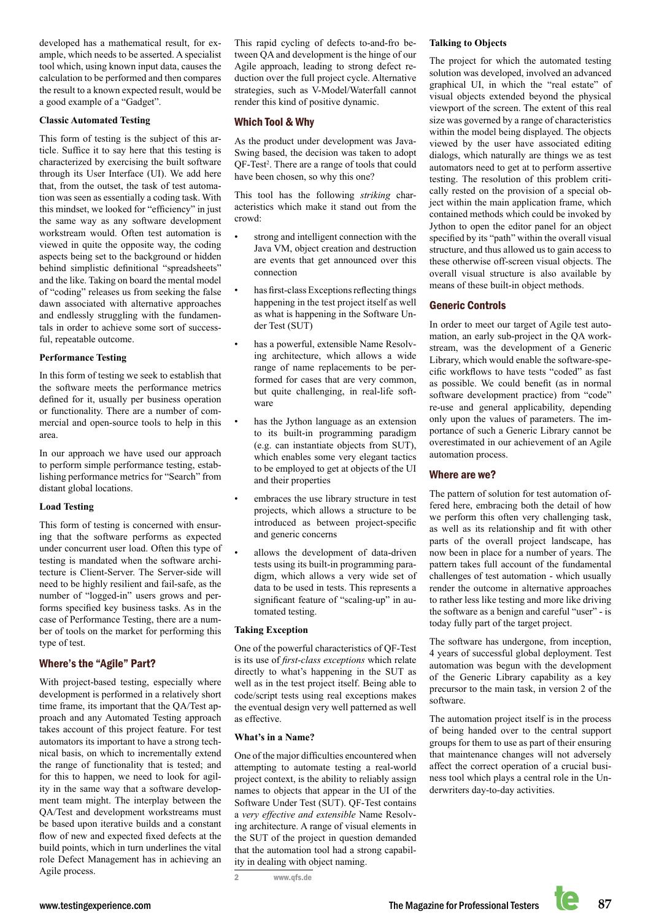developed has a mathematical result, for example, which needs to be asserted. A specialist tool which, using known input data, causes the calculation to be performed and then compares the result to a known expected result, would be a good example of a "Gadget".

**Classic Automated Testing**

This form of testing is the subject of this article. Suffice it to say here that this testing is characterized by exercising the built software through its User Interface (UI). We add here that, from the outset, the task of test automation was seen as essentially a coding task. With this mindset, we looked for "efficiency" in just the same way as any software development workstream would. Often test automation is viewed in quite the opposite way, the coding aspects being set to the background or hidden behind simplistic definitional "spreadsheets" and the like. Taking on board the mental model of "coding" releases us from seeking the false dawn associated with alternative approaches and endlessly struggling with the fundamentals in order to achieve some sort of successful, repeatable outcome.

**Performance Testing**

In this form of testing we seek to establish that the software meets the performance metrics defined for it, usually per business operation or functionality. There are a number of commercial and open-source tools to help in this area.

In our approach we have used our approach to perform simple performance testing, establishing performance metrics for "Search" from distant global locations.

**Load Testing**

This form of testing is concerned with ensuring that the software performs as expected under concurrent user load. Often this type of testing is mandated when the software architecture is Client-Server. The Server-side will need to be highly resilient and fail-safe, as the number of "logged-in" users grows and performs specified key business tasks. As in the case of Performance Testing, there are a number of tools on the market for performing this type of test.

## Where's the "Agile" Part?

With project-based testing, especially where development is performed in a relatively short time frame, its important that the QA/Test approach and any Automated Testing approach takes account of this project feature. For test automators its important to have a strong technical basis, on which to incrementally extend the range of functionality that is tested; and for this to happen, we need to look for agility in the same way that a software development team might. The interplay between the QA/Test and development workstreams must be based upon iterative builds and a constant flow of new and expected fixed defects at the build points, which in turn underlines the vital role Defect Management has in achieving an Agile process.

This rapid cycling of defects to-and-fro between QA and development is the hinge of our Agile approach, leading to strong defect reduction over the full project cycle. Alternative strategies, such as V-Model/Waterfall cannot render this kind of positive dynamic.

## Which Tool & Why

As the product under development was Java-Swing based, the decision was taken to adopt QF-Test[2]. There are a range of tools that could have been chosen, so why this one?

This tool has the following *striking* characteristics which make it stand out from the crowd:

- strong and intelligent connection with the Java VM, object creation and destruction are events that get announced over this connection
- has first-class Exceptions reflecting things happening in the test project itself as well as what is happening in the Software Under Test (SUT)
- has a powerful, extensible Name Resolving architecture, which allows a wide range of name replacements to be performed for cases that are very common, but quite challenging, in real-life software
- has the Jython language as an extension to its built-in programming paradigm (e.g. can instantiate objects from SUT), which enables some very elegant tactics to be employed to get at objects of the UI and their properties
- embraces the use library structure in test projects, which allows a structure to be introduced as between project-specific and generic concerns
- allows the development of data-driven tests using its built-in programming paradigm, which allows a very wide set of data to be used in tests. This represents a significant feature of "scaling-up" in automated testing.

**Taking Exception**

One of the powerful characteristics of QF-Test is its use of *first-class exceptions* which relate directly to what's happening in the SUT as well as in the test project itself. Being able to code/script tests using real exceptions makes the eventual design very well patterned as well as effective.

**What's in a Name?**

One of the major difficulties encountered when attempting to automate testing a real-world project context, is the ability to reliably assign names to objects that appear in the UI of the Software Under Test (SUT). QF-Test contains a *very effective and extensible* Name Resolving architecture. A range of visual elements in the SUT of the project in question demanded that the automation tool had a strong capability in dealing with object naming.

2 www.qfs.de

**Talking to Objects**

The project for which the automated testing solution was developed, involved an advanced graphical UI, in which the "real estate" of visual objects extended beyond the physical viewport of the screen. The extent of this real size was governed by a range of characteristics within the model being displayed. The objects viewed by the user have associated editing dialogs, which naturally are things we as test automators need to get at to perform assertive testing. The resolution of this problem critically rested on the provision of a special object within the main application frame, which contained methods which could be invoked by Jython to open the editor panel for an object specified by its "path" within the overall visual structure, and thus allowed us to gain access to these otherwise off-screen visual objects. The overall visual structure is also available by means of these built-in object methods.

## Generic Controls

In order to meet our target of Agile test automation, an early sub-project in the QA workstream, was the development of a Generic Library, which would enable the software-specific workflows to have tests "coded" as fast as possible. We could benefit (as in normal software development practice) from "code" re-use and general applicability, depending only upon the values of parameters. The importance of such a Generic Library cannot be overestimated in our achievement of an Agile automation process.

## Where are we?

The pattern of solution for test automation offered here, embracing both the detail of how we perform this often very challenging task, as well as its relationship and fit with other parts of the overall project landscape, has now been in place for a number of years. The pattern takes full account of the fundamental challenges of test automation - which usually render the outcome in alternative approaches to rather less like testing and more like driving the software as a benign and careful "user" - is today fully part of the target project.

The software has undergone, from inception, 4 years of successful global deployment. Test automation was begun with the development of the Generic Library capability as a key precursor to the main task, in version 2 of the software.

The automation project itself is in the process of being handed over to the central support groups for them to use as part of their ensuring that maintenance changes will not adversely affect the correct operation of a crucial business tool which plays a central role in the Underwriters day-to-day activities.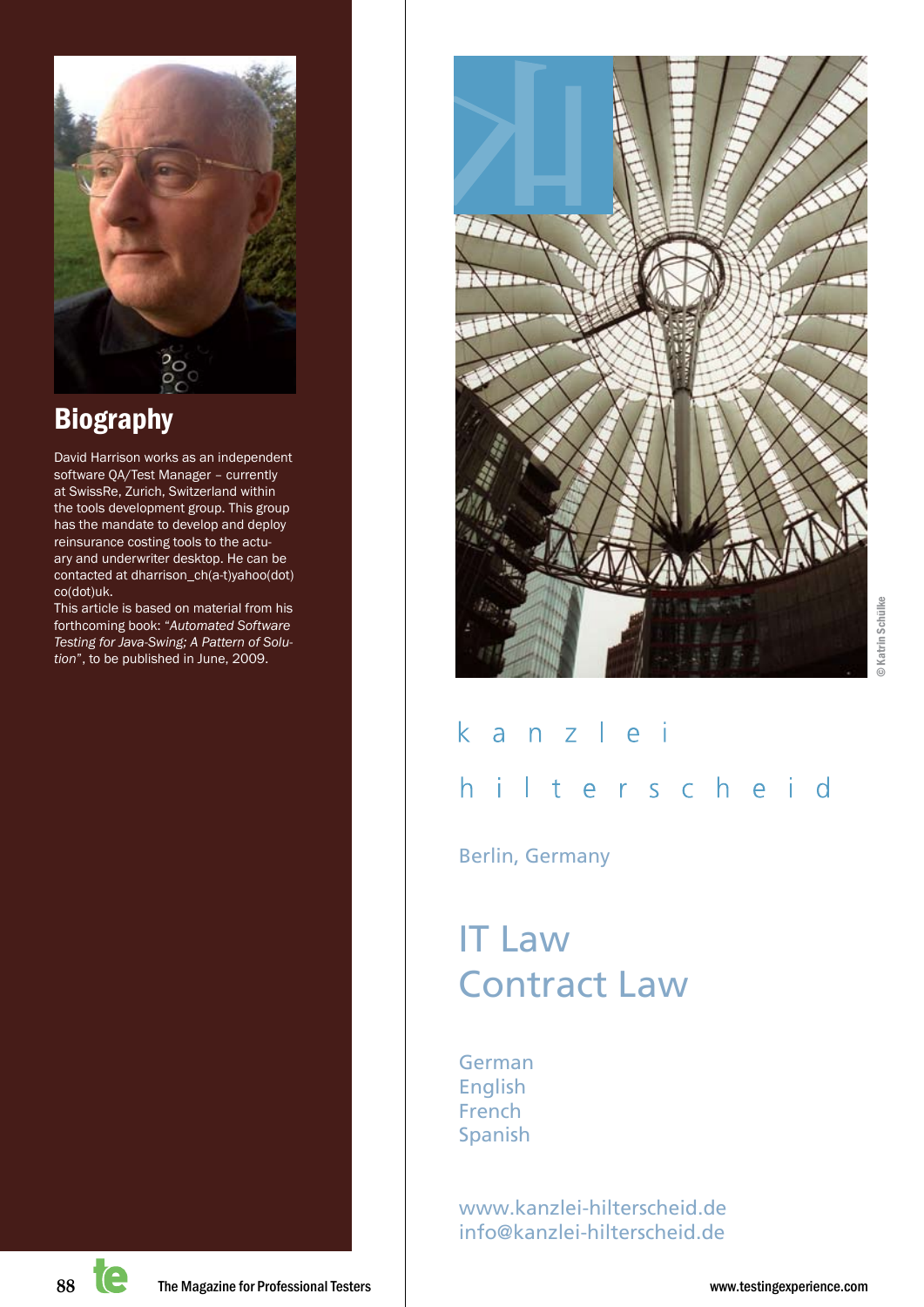## Biography

David Harrison works as an independent software QA/Test Manager – currently at SwissRe, Zurich, Switzerland within the tools development group. This group has the mandate to develop and deploy reinsurance costing tools to the actuary and underwriter desktop. He can be contacted at dharrison_ch(a-t)yahoo(dot)co(dot)uk.

This article is based on material from his forthcoming book: "*Automated Software Testing for Java-Swing; A Pattern of Solution*", to be published in June, 2009.

© Katrin Schülke

k a n z l e i

h i l t e r s c h e i d

Berlin, Germany

IT Law
Contract Law

German
English
French
Spanish

www.kanzlei-hilterscheid.de
info@kanzlei-hilterscheid.de